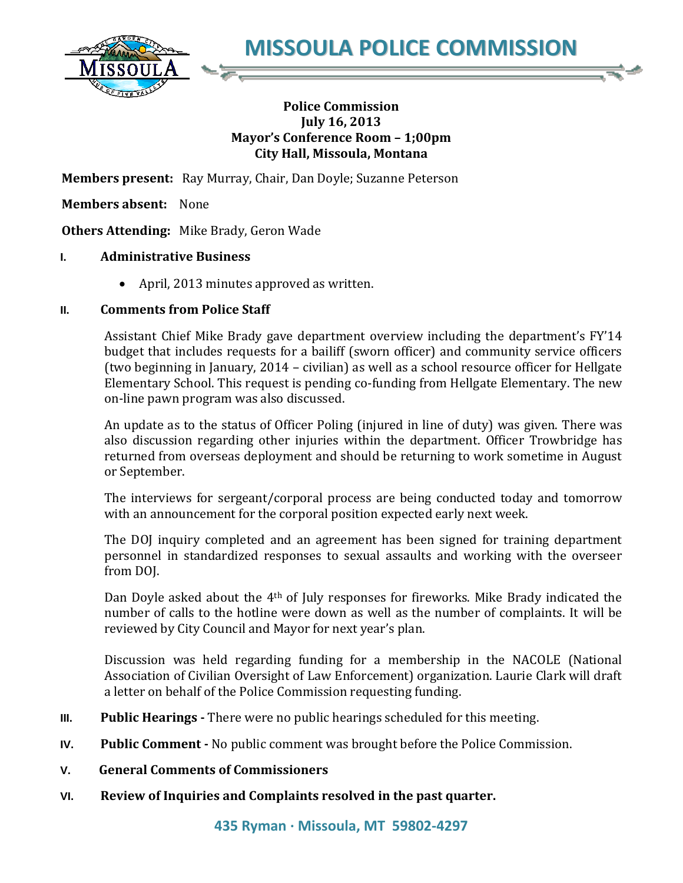# MISSOULA POLICE COMMISSION

**Police Commission**
**July 16, 2013**
**Mayor's Conference Room – 1;00pm**
**City Hall, Missoula, Montana**

**Members present:** Ray Murray, Chair, Dan Doyle; Suzanne Peterson

**Members absent:** None

**Others Attending:** Mike Brady, Geron Wade

## I. Administrative Business

- April, 2013 minutes approved as written.

## II. Comments from Police Staff

Assistant Chief Mike Brady gave department overview including the department's FY'14 budget that includes requests for a bailiff (sworn officer) and community service officers (two beginning in January, 2014 – civilian) as well as a school resource officer for Hellgate Elementary School. This request is pending co-funding from Hellgate Elementary. The new on-line pawn program was also discussed.

An update as to the status of Officer Poling (injured in line of duty) was given. There was also discussion regarding other injuries within the department. Officer Trowbridge has returned from overseas deployment and should be returning to work sometime in August or September.

The interviews for sergeant/corporal process are being conducted today and tomorrow with an announcement for the corporal position expected early next week.

The DOJ inquiry completed and an agreement has been signed for training department personnel in standardized responses to sexual assaults and working with the overseer from DOJ.

Dan Doyle asked about the 4th of July responses for fireworks. Mike Brady indicated the number of calls to the hotline were down as well as the number of complaints. It will be reviewed by City Council and Mayor for next year's plan.

Discussion was held regarding funding for a membership in the NACOLE (National Association of Civilian Oversight of Law Enforcement) organization. Laurie Clark will draft a letter on behalf of the Police Commission requesting funding.

## III. Public Hearings - There were no public hearings scheduled for this meeting.

## IV. Public Comment - No public comment was brought before the Police Commission.

## V. General Comments of Commissioners

## VI. Review of Inquiries and Complaints resolved in the past quarter.

435 Ryman · Missoula, MT 59802-4297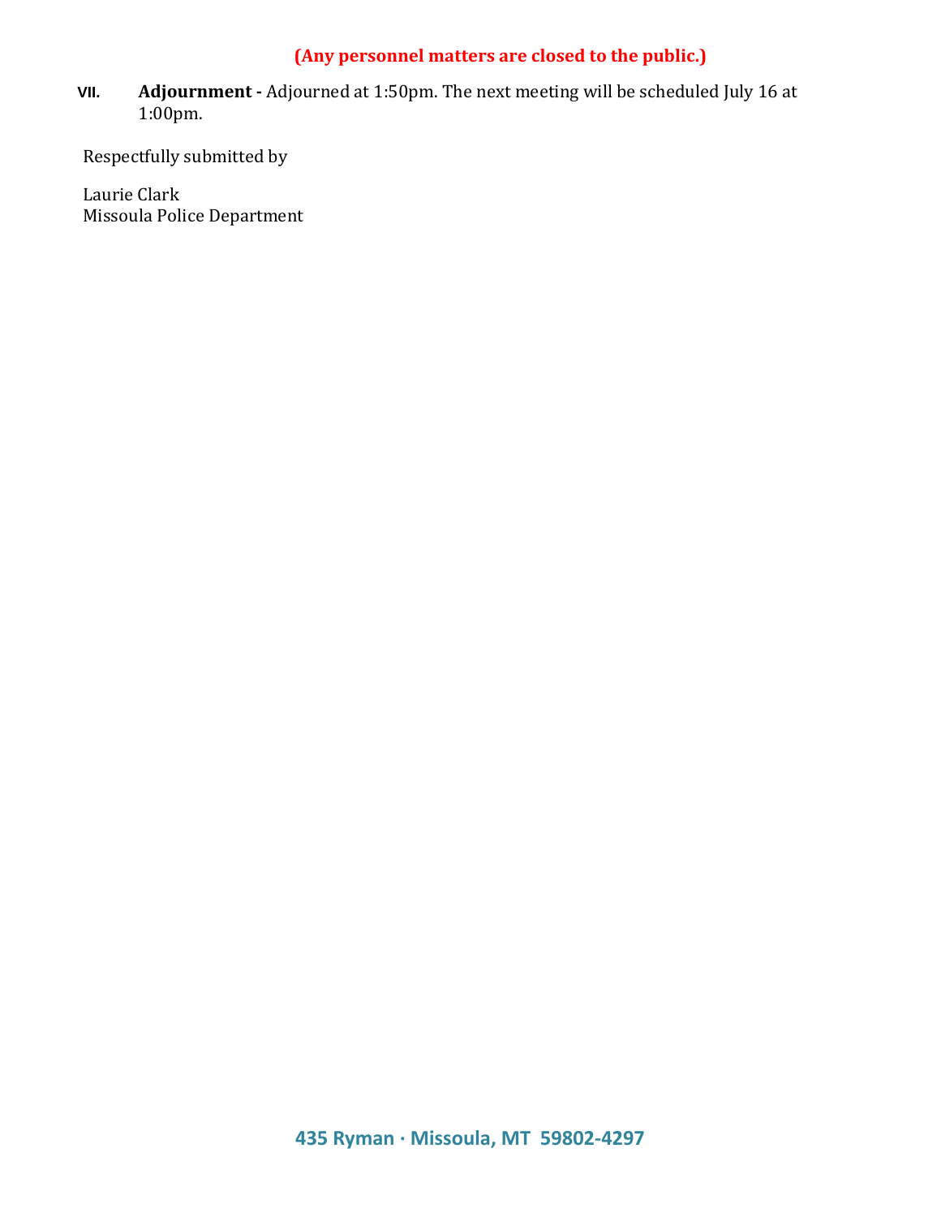**(Any personnel matters are closed to the public.)**

VII. **Adjournment -** Adjourned at 1:50pm. The next meeting will be scheduled July 16 at 1:00pm.

Respectfully submitted by

Laurie Clark
Missoula Police Department

**435 Ryman · Missoula, MT 59802-4297**